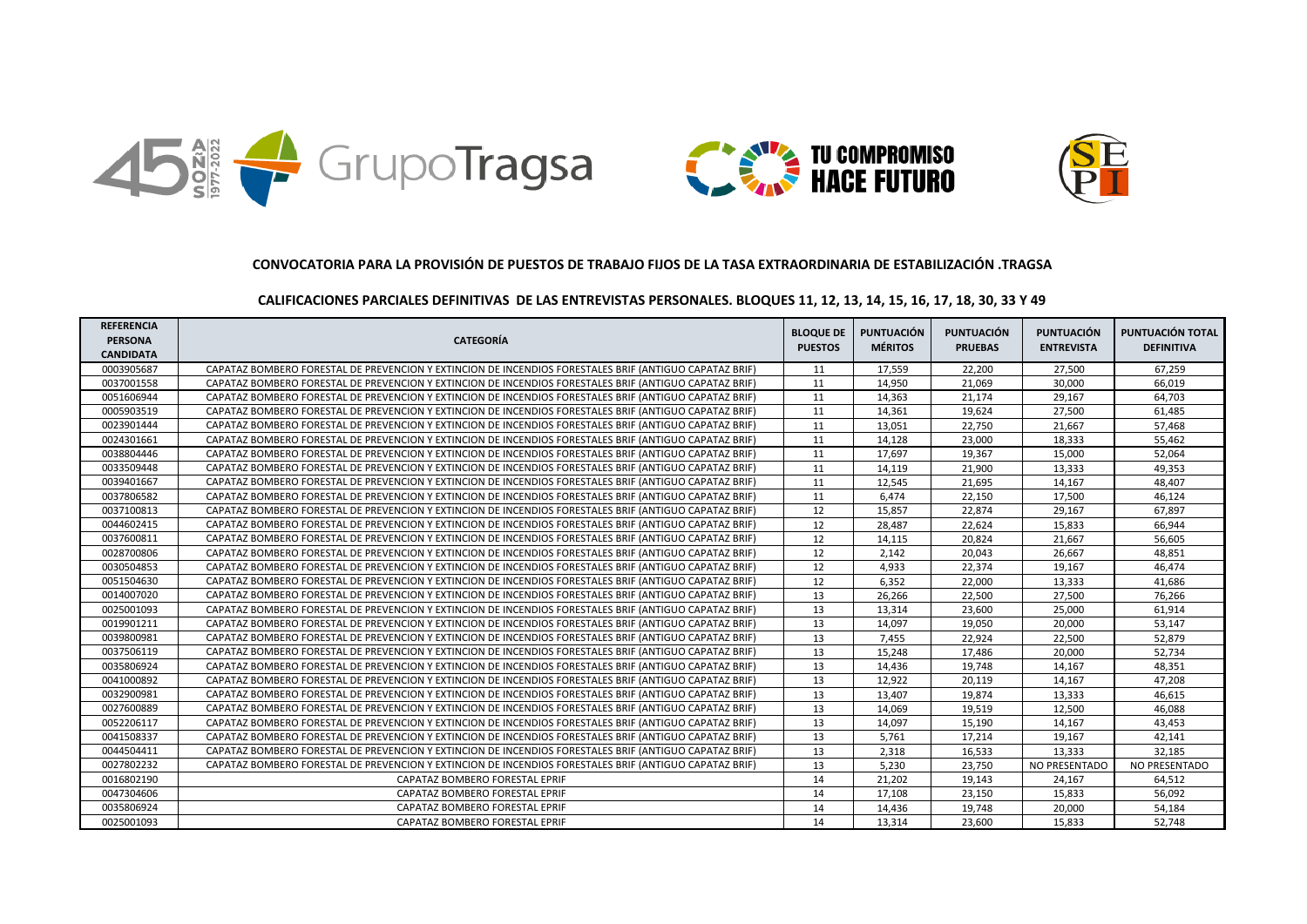**CONVOCATORIA PARA LA PROVISIÓN DE PUESTOS DE TRABAJO FIJOS DE LA TASA EXTRAORDINARIA DE ESTABILIZACIÓN .TRAGSA**

**CALIFICACIONES PARCIALES DEFINITIVAS DE LAS ENTREVISTAS PERSONALES. BLOQUES 11, 12, 13, 14, 15, 16, 17, 18, 30, 33 Y 49**

| REFERENCIA PERSONA CANDIDATA | CATEGORÍA | BLOQUE DE PUESTOS | PUNTUACIÓN MÉRITOS | PUNTUACIÓN PRUEBAS | PUNTUACIÓN ENTREVISTA | PUNTUACIÓN TOTAL DEFINITIVA |
|---|---|---|---|---|---|---|
| 0003905687 | CAPATAZ BOMBERO FORESTAL DE PREVENCION Y EXTINCION DE INCENDIOS FORESTALES BRIF (ANTIGUO CAPATAZ BRIF) | 11 | 17,559 | 22,200 | 27,500 | 67,259 |
| 0037001558 | CAPATAZ BOMBERO FORESTAL DE PREVENCION Y EXTINCION DE INCENDIOS FORESTALES BRIF (ANTIGUO CAPATAZ BRIF) | 11 | 14,950 | 21,069 | 30,000 | 66,019 |
| 0051606944 | CAPATAZ BOMBERO FORESTAL DE PREVENCION Y EXTINCION DE INCENDIOS FORESTALES BRIF (ANTIGUO CAPATAZ BRIF) | 11 | 14,363 | 21,174 | 29,167 | 64,703 |
| 0005903519 | CAPATAZ BOMBERO FORESTAL DE PREVENCION Y EXTINCION DE INCENDIOS FORESTALES BRIF (ANTIGUO CAPATAZ BRIF) | 11 | 14,361 | 19,624 | 27,500 | 61,485 |
| 0023901444 | CAPATAZ BOMBERO FORESTAL DE PREVENCION Y EXTINCION DE INCENDIOS FORESTALES BRIF (ANTIGUO CAPATAZ BRIF) | 11 | 13,051 | 22,750 | 21,667 | 57,468 |
| 0024301661 | CAPATAZ BOMBERO FORESTAL DE PREVENCION Y EXTINCION DE INCENDIOS FORESTALES BRIF (ANTIGUO CAPATAZ BRIF) | 11 | 14,128 | 23,000 | 18,333 | 55,462 |
| 0038804446 | CAPATAZ BOMBERO FORESTAL DE PREVENCION Y EXTINCION DE INCENDIOS FORESTALES BRIF (ANTIGUO CAPATAZ BRIF) | 11 | 17,697 | 19,367 | 15,000 | 52,064 |
| 0033509448 | CAPATAZ BOMBERO FORESTAL DE PREVENCION Y EXTINCION DE INCENDIOS FORESTALES BRIF (ANTIGUO CAPATAZ BRIF) | 11 | 14,119 | 21,900 | 13,333 | 49,353 |
| 0039401667 | CAPATAZ BOMBERO FORESTAL DE PREVENCION Y EXTINCION DE INCENDIOS FORESTALES BRIF (ANTIGUO CAPATAZ BRIF) | 11 | 12,545 | 21,695 | 14,167 | 48,407 |
| 0037806582 | CAPATAZ BOMBERO FORESTAL DE PREVENCION Y EXTINCION DE INCENDIOS FORESTALES BRIF (ANTIGUO CAPATAZ BRIF) | 11 | 6,474 | 22,150 | 17,500 | 46,124 |
| 0037100813 | CAPATAZ BOMBERO FORESTAL DE PREVENCION Y EXTINCION DE INCENDIOS FORESTALES BRIF (ANTIGUO CAPATAZ BRIF) | 12 | 15,857 | 22,874 | 29,167 | 67,897 |
| 0044602415 | CAPATAZ BOMBERO FORESTAL DE PREVENCION Y EXTINCION DE INCENDIOS FORESTALES BRIF (ANTIGUO CAPATAZ BRIF) | 12 | 28,487 | 22,624 | 15,833 | 66,944 |
| 0037600811 | CAPATAZ BOMBERO FORESTAL DE PREVENCION Y EXTINCION DE INCENDIOS FORESTALES BRIF (ANTIGUO CAPATAZ BRIF) | 12 | 14,115 | 20,824 | 21,667 | 56,605 |
| 0028700806 | CAPATAZ BOMBERO FORESTAL DE PREVENCION Y EXTINCION DE INCENDIOS FORESTALES BRIF (ANTIGUO CAPATAZ BRIF) | 12 | 2,142 | 20,043 | 26,667 | 48,851 |
| 0030504853 | CAPATAZ BOMBERO FORESTAL DE PREVENCION Y EXTINCION DE INCENDIOS FORESTALES BRIF (ANTIGUO CAPATAZ BRIF) | 12 | 4,933 | 22,374 | 19,167 | 46,474 |
| 0051504630 | CAPATAZ BOMBERO FORESTAL DE PREVENCION Y EXTINCION DE INCENDIOS FORESTALES BRIF (ANTIGUO CAPATAZ BRIF) | 12 | 6,352 | 22,000 | 13,333 | 41,686 |
| 0014007020 | CAPATAZ BOMBERO FORESTAL DE PREVENCION Y EXTINCION DE INCENDIOS FORESTALES BRIF (ANTIGUO CAPATAZ BRIF) | 13 | 26,266 | 22,500 | 27,500 | 76,266 |
| 0025001093 | CAPATAZ BOMBERO FORESTAL DE PREVENCION Y EXTINCION DE INCENDIOS FORESTALES BRIF (ANTIGUO CAPATAZ BRIF) | 13 | 13,314 | 23,600 | 25,000 | 61,914 |
| 0019901211 | CAPATAZ BOMBERO FORESTAL DE PREVENCION Y EXTINCION DE INCENDIOS FORESTALES BRIF (ANTIGUO CAPATAZ BRIF) | 13 | 14,097 | 19,050 | 20,000 | 53,147 |
| 0039800981 | CAPATAZ BOMBERO FORESTAL DE PREVENCION Y EXTINCION DE INCENDIOS FORESTALES BRIF (ANTIGUO CAPATAZ BRIF) | 13 | 7,455 | 22,924 | 22,500 | 52,879 |
| 0037506119 | CAPATAZ BOMBERO FORESTAL DE PREVENCION Y EXTINCION DE INCENDIOS FORESTALES BRIF (ANTIGUO CAPATAZ BRIF) | 13 | 15,248 | 17,486 | 20,000 | 52,734 |
| 0035806924 | CAPATAZ BOMBERO FORESTAL DE PREVENCION Y EXTINCION DE INCENDIOS FORESTALES BRIF (ANTIGUO CAPATAZ BRIF) | 13 | 14,436 | 19,748 | 14,167 | 48,351 |
| 0041000892 | CAPATAZ BOMBERO FORESTAL DE PREVENCION Y EXTINCION DE INCENDIOS FORESTALES BRIF (ANTIGUO CAPATAZ BRIF) | 13 | 12,922 | 20,119 | 14,167 | 47,208 |
| 0032900981 | CAPATAZ BOMBERO FORESTAL DE PREVENCION Y EXTINCION DE INCENDIOS FORESTALES BRIF (ANTIGUO CAPATAZ BRIF) | 13 | 13,407 | 19,874 | 13,333 | 46,615 |
| 0027600889 | CAPATAZ BOMBERO FORESTAL DE PREVENCION Y EXTINCION DE INCENDIOS FORESTALES BRIF (ANTIGUO CAPATAZ BRIF) | 13 | 14,069 | 19,519 | 12,500 | 46,088 |
| 0052206117 | CAPATAZ BOMBERO FORESTAL DE PREVENCION Y EXTINCION DE INCENDIOS FORESTALES BRIF (ANTIGUO CAPATAZ BRIF) | 13 | 14,097 | 15,190 | 14,167 | 43,453 |
| 0041508337 | CAPATAZ BOMBERO FORESTAL DE PREVENCION Y EXTINCION DE INCENDIOS FORESTALES BRIF (ANTIGUO CAPATAZ BRIF) | 13 | 5,761 | 17,214 | 19,167 | 42,141 |
| 0044504411 | CAPATAZ BOMBERO FORESTAL DE PREVENCION Y EXTINCION DE INCENDIOS FORESTALES BRIF (ANTIGUO CAPATAZ BRIF) | 13 | 2,318 | 16,533 | 13,333 | 32,185 |
| 0027802232 | CAPATAZ BOMBERO FORESTAL DE PREVENCION Y EXTINCION DE INCENDIOS FORESTALES BRIF (ANTIGUO CAPATAZ BRIF) | 13 | 5,230 | 23,750 | NO PRESENTADO | NO PRESENTADO |
| 0016802190 | CAPATAZ BOMBERO FORESTAL EPRIF | 14 | 21,202 | 19,143 | 24,167 | 64,512 |
| 0047304606 | CAPATAZ BOMBERO FORESTAL EPRIF | 14 | 17,108 | 23,150 | 15,833 | 56,092 |
| 0035806924 | CAPATAZ BOMBERO FORESTAL EPRIF | 14 | 14,436 | 19,748 | 20,000 | 54,184 |
| 0025001093 | CAPATAZ BOMBERO FORESTAL EPRIF | 14 | 13,314 | 23,600 | 15,833 | 52,748 |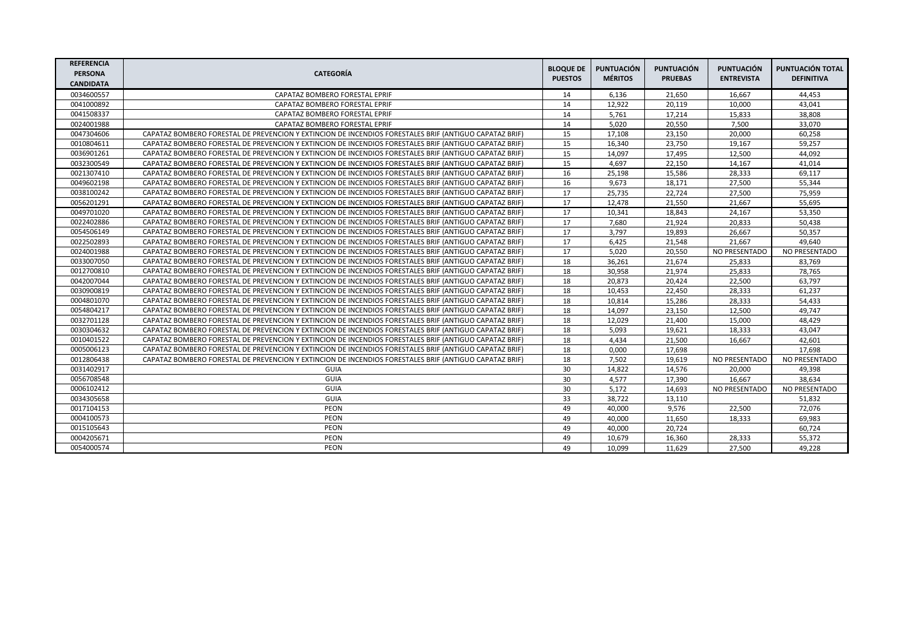| REFERENCIA PERSONA CANDIDATA | CATEGORÍA | BLOQUE DE PUESTOS | PUNTUACIÓN MÉRITOS | PUNTUACIÓN PRUEBAS | PUNTUACIÓN ENTREVISTA | PUNTUACIÓN TOTAL DEFINITIVA |
|---|---|---|---|---|---|---|
| 0034600557 | CAPATAZ BOMBERO FORESTAL EPRIF | 14 | 6,136 | 21,650 | 16,667 | 44,453 |
| 0041000892 | CAPATAZ BOMBERO FORESTAL EPRIF | 14 | 12,922 | 20,119 | 10,000 | 43,041 |
| 0041508337 | CAPATAZ BOMBERO FORESTAL EPRIF | 14 | 5,761 | 17,214 | 15,833 | 38,808 |
| 0024001988 | CAPATAZ BOMBERO FORESTAL EPRIF | 14 | 5,020 | 20,550 | 7,500 | 33,070 |
| 0047304606 | CAPATAZ BOMBERO FORESTAL DE PREVENCION Y EXTINCION DE INCENDIOS FORESTALES BRIF (ANTIGUO CAPATAZ BRIF) | 15 | 17,108 | 23,150 | 20,000 | 60,258 |
| 0010804611 | CAPATAZ BOMBERO FORESTAL DE PREVENCION Y EXTINCION DE INCENDIOS FORESTALES BRIF (ANTIGUO CAPATAZ BRIF) | 15 | 16,340 | 23,750 | 19,167 | 59,257 |
| 0036901261 | CAPATAZ BOMBERO FORESTAL DE PREVENCION Y EXTINCION DE INCENDIOS FORESTALES BRIF (ANTIGUO CAPATAZ BRIF) | 15 | 14,097 | 17,495 | 12,500 | 44,092 |
| 0032300549 | CAPATAZ BOMBERO FORESTAL DE PREVENCION Y EXTINCION DE INCENDIOS FORESTALES BRIF (ANTIGUO CAPATAZ BRIF) | 15 | 4,697 | 22,150 | 14,167 | 41,014 |
| 0021307410 | CAPATAZ BOMBERO FORESTAL DE PREVENCION Y EXTINCION DE INCENDIOS FORESTALES BRIF (ANTIGUO CAPATAZ BRIF) | 16 | 25,198 | 15,586 | 28,333 | 69,117 |
| 0049602198 | CAPATAZ BOMBERO FORESTAL DE PREVENCION Y EXTINCION DE INCENDIOS FORESTALES BRIF (ANTIGUO CAPATAZ BRIF) | 16 | 9,673 | 18,171 | 27,500 | 55,344 |
| 0038100242 | CAPATAZ BOMBERO FORESTAL DE PREVENCION Y EXTINCION DE INCENDIOS FORESTALES BRIF (ANTIGUO CAPATAZ BRIF) | 17 | 25,735 | 22,724 | 27,500 | 75,959 |
| 0056201291 | CAPATAZ BOMBERO FORESTAL DE PREVENCION Y EXTINCION DE INCENDIOS FORESTALES BRIF (ANTIGUO CAPATAZ BRIF) | 17 | 12,478 | 21,550 | 21,667 | 55,695 |
| 0049701020 | CAPATAZ BOMBERO FORESTAL DE PREVENCION Y EXTINCION DE INCENDIOS FORESTALES BRIF (ANTIGUO CAPATAZ BRIF) | 17 | 10,341 | 18,843 | 24,167 | 53,350 |
| 0022402886 | CAPATAZ BOMBERO FORESTAL DE PREVENCION Y EXTINCION DE INCENDIOS FORESTALES BRIF (ANTIGUO CAPATAZ BRIF) | 17 | 7,680 | 21,924 | 20,833 | 50,438 |
| 0054506149 | CAPATAZ BOMBERO FORESTAL DE PREVENCION Y EXTINCION DE INCENDIOS FORESTALES BRIF (ANTIGUO CAPATAZ BRIF) | 17 | 3,797 | 19,893 | 26,667 | 50,357 |
| 0022502893 | CAPATAZ BOMBERO FORESTAL DE PREVENCION Y EXTINCION DE INCENDIOS FORESTALES BRIF (ANTIGUO CAPATAZ BRIF) | 17 | 6,425 | 21,548 | 21,667 | 49,640 |
| 0024001988 | CAPATAZ BOMBERO FORESTAL DE PREVENCION Y EXTINCION DE INCENDIOS FORESTALES BRIF (ANTIGUO CAPATAZ BRIF) | 17 | 5,020 | 20,550 | NO PRESENTADO | NO PRESENTADO |
| 0033007050 | CAPATAZ BOMBERO FORESTAL DE PREVENCION Y EXTINCION DE INCENDIOS FORESTALES BRIF (ANTIGUO CAPATAZ BRIF) | 18 | 36,261 | 21,674 | 25,833 | 83,769 |
| 0012700810 | CAPATAZ BOMBERO FORESTAL DE PREVENCION Y EXTINCION DE INCENDIOS FORESTALES BRIF (ANTIGUO CAPATAZ BRIF) | 18 | 30,958 | 21,974 | 25,833 | 78,765 |
| 0042007044 | CAPATAZ BOMBERO FORESTAL DE PREVENCION Y EXTINCION DE INCENDIOS FORESTALES BRIF (ANTIGUO CAPATAZ BRIF) | 18 | 20,873 | 20,424 | 22,500 | 63,797 |
| 0030900819 | CAPATAZ BOMBERO FORESTAL DE PREVENCION Y EXTINCION DE INCENDIOS FORESTALES BRIF (ANTIGUO CAPATAZ BRIF) | 18 | 10,453 | 22,450 | 28,333 | 61,237 |
| 0004801070 | CAPATAZ BOMBERO FORESTAL DE PREVENCION Y EXTINCION DE INCENDIOS FORESTALES BRIF (ANTIGUO CAPATAZ BRIF) | 18 | 10,814 | 15,286 | 28,333 | 54,433 |
| 0054804217 | CAPATAZ BOMBERO FORESTAL DE PREVENCION Y EXTINCION DE INCENDIOS FORESTALES BRIF (ANTIGUO CAPATAZ BRIF) | 18 | 14,097 | 23,150 | 12,500 | 49,747 |
| 0032701128 | CAPATAZ BOMBERO FORESTAL DE PREVENCION Y EXTINCION DE INCENDIOS FORESTALES BRIF (ANTIGUO CAPATAZ BRIF) | 18 | 12,029 | 21,400 | 15,000 | 48,429 |
| 0030304632 | CAPATAZ BOMBERO FORESTAL DE PREVENCION Y EXTINCION DE INCENDIOS FORESTALES BRIF (ANTIGUO CAPATAZ BRIF) | 18 | 5,093 | 19,621 | 18,333 | 43,047 |
| 0010401522 | CAPATAZ BOMBERO FORESTAL DE PREVENCION Y EXTINCION DE INCENDIOS FORESTALES BRIF (ANTIGUO CAPATAZ BRIF) | 18 | 4,434 | 21,500 | 16,667 | 42,601 |
| 0005006123 | CAPATAZ BOMBERO FORESTAL DE PREVENCION Y EXTINCION DE INCENDIOS FORESTALES BRIF (ANTIGUO CAPATAZ BRIF) | 18 | 0,000 | 17,698 | | 17,698 |
| 0012806438 | CAPATAZ BOMBERO FORESTAL DE PREVENCION Y EXTINCION DE INCENDIOS FORESTALES BRIF (ANTIGUO CAPATAZ BRIF) | 18 | 7,502 | 19,619 | NO PRESENTADO | NO PRESENTADO |
| 0031402917 | GUIA | 30 | 14,822 | 14,576 | 20,000 | 49,398 |
| 0056708548 | GUIA | 30 | 4,577 | 17,390 | 16,667 | 38,634 |
| 0006102412 | GUIA | 30 | 5,172 | 14,693 | NO PRESENTADO | NO PRESENTADO |
| 0034305658 | GUIA | 33 | 38,722 | 13,110 | | 51,832 |
| 0017104153 | PEON | 49 | 40,000 | 9,576 | 22,500 | 72,076 |
| 0004100573 | PEON | 49 | 40,000 | 11,650 | 18,333 | 69,983 |
| 0015105643 | PEON | 49 | 40,000 | 20,724 | | 60,724 |
| 0004205671 | PEON | 49 | 10,679 | 16,360 | 28,333 | 55,372 |
| 0054000574 | PEON | 49 | 10,099 | 11,629 | 27,500 | 49,228 |